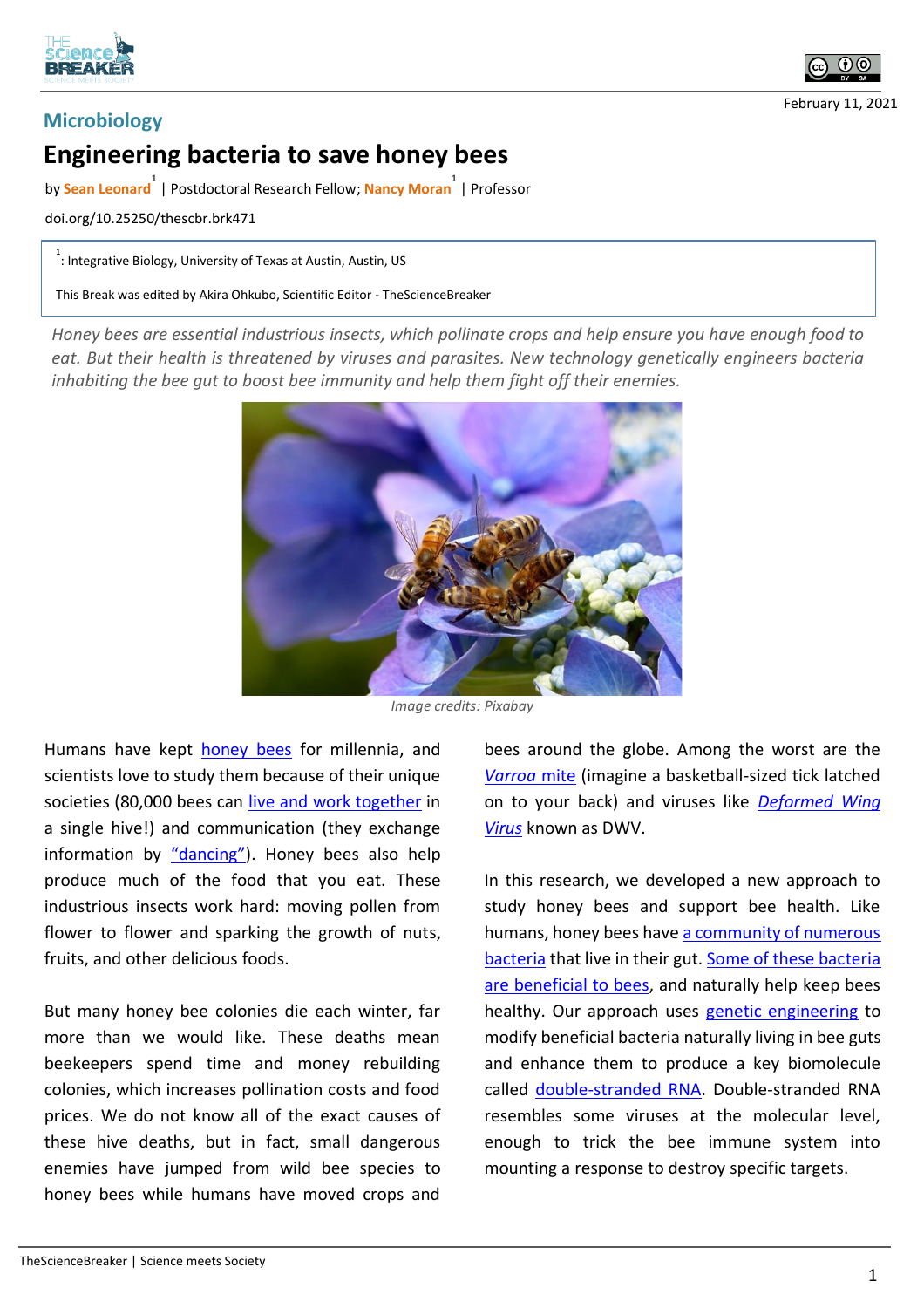Microbiology

# Engineering bacteria to save honey bees

by Sean Leonard[1] | Postdoctoral Research Fellow; Nancy Moran[1] | Professor

doi.org/10.25250/thescbr.brk471

[1]: Integrative Biology, University of Texas at Austin, Austin, US

This Break was edited by Akira Ohkubo, Scientific Editor - TheScienceBreaker

February 11, 2021

*Honey bees are essential industrious insects, which pollinate crops and help ensure you have enough food to eat. But their health is threatened by viruses and parasites. New technology genetically engineers bacteria inhabiting the bee gut to boost bee immunity and help them fight off their enemies.*

*Image credits: Pixabay*

Humans have kept honey bees for millennia, and scientists love to study them because of their unique societies (80,000 bees can live and work together in a single hive!) and communication (they exchange information by "dancing"). Honey bees also help produce much of the food that you eat. These industrious insects work hard: moving pollen from flower to flower and sparking the growth of nuts, fruits, and other delicious foods.

But many honey bee colonies die each winter, far more than we would like. These deaths mean beekeepers spend time and money rebuilding colonies, which increases pollination costs and food prices. We do not know all of the exact causes of these hive deaths, but in fact, small dangerous enemies have jumped from wild bee species to honey bees while humans have moved crops and bees around the globe. Among the worst are the *Varroa* mite (imagine a basketball-sized tick latched on to your back) and viruses like *Deformed Wing Virus* known as DWV.

In this research, we developed a new approach to study honey bees and support bee health. Like humans, honey bees have a community of numerous bacteria that live in their gut. Some of these bacteria are beneficial to bees, and naturally help keep bees healthy. Our approach uses genetic engineering to modify beneficial bacteria naturally living in bee guts and enhance them to produce a key biomolecule called double-stranded RNA. Double-stranded RNA resembles some viruses at the molecular level, enough to trick the bee immune system into mounting a response to destroy specific targets.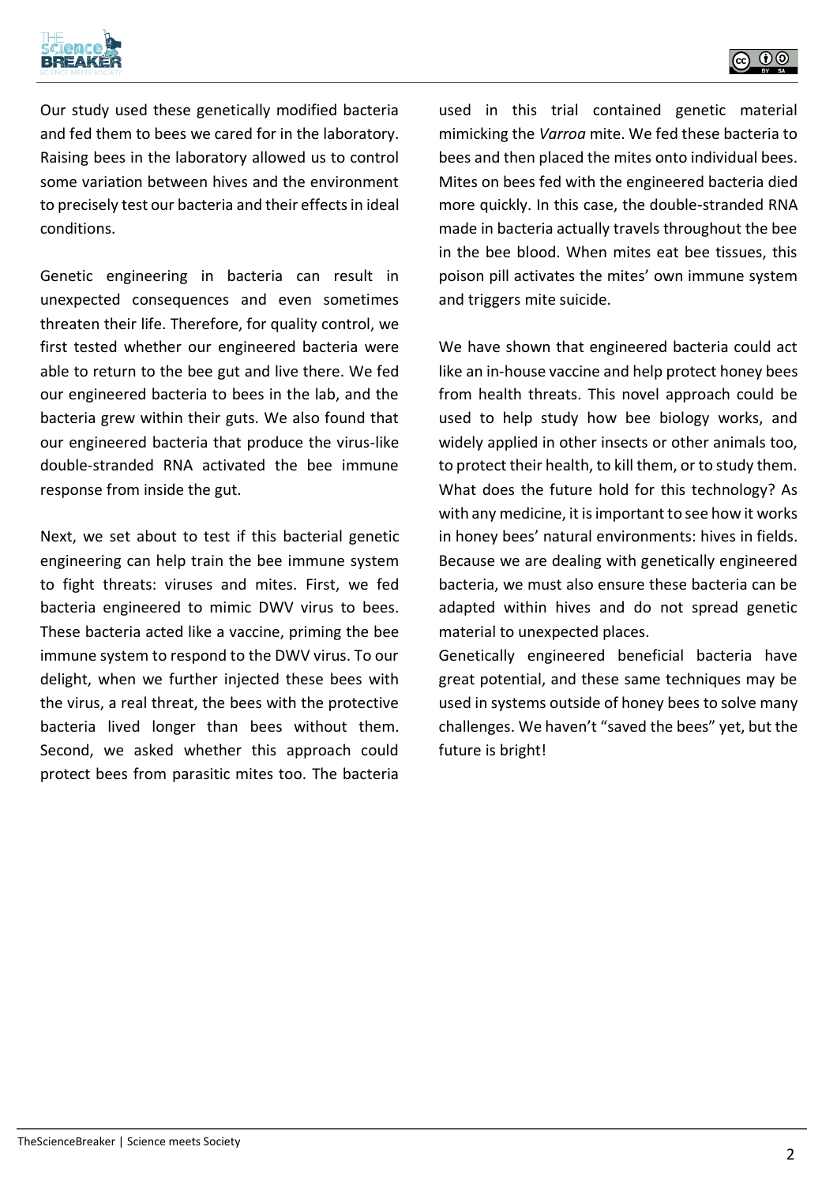Our study used these genetically modified bacteria and fed them to bees we cared for in the laboratory. Raising bees in the laboratory allowed us to control some variation between hives and the environment to precisely test our bacteria and their effects in ideal conditions.

Genetic engineering in bacteria can result in unexpected consequences and even sometimes threaten their life. Therefore, for quality control, we first tested whether our engineered bacteria were able to return to the bee gut and live there. We fed our engineered bacteria to bees in the lab, and the bacteria grew within their guts. We also found that our engineered bacteria that produce the virus-like double-stranded RNA activated the bee immune response from inside the gut.

Next, we set about to test if this bacterial genetic engineering can help train the bee immune system to fight threats: viruses and mites. First, we fed bacteria engineered to mimic DWV virus to bees. These bacteria acted like a vaccine, priming the bee immune system to respond to the DWV virus. To our delight, when we further injected these bees with the virus, a real threat, the bees with the protective bacteria lived longer than bees without them. Second, we asked whether this approach could protect bees from parasitic mites too. The bacteria used in this trial contained genetic material mimicking the *Varroa* mite. We fed these bacteria to bees and then placed the mites onto individual bees. Mites on bees fed with the engineered bacteria died more quickly. In this case, the double-stranded RNA made in bacteria actually travels throughout the bee in the bee blood. When mites eat bee tissues, this poison pill activates the mites' own immune system and triggers mite suicide.

We have shown that engineered bacteria could act like an in-house vaccine and help protect honey bees from health threats. This novel approach could be used to help study how bee biology works, and widely applied in other insects or other animals too, to protect their health, to kill them, or to study them. What does the future hold for this technology? As with any medicine, it is important to see how it works in honey bees' natural environments: hives in fields. Because we are dealing with genetically engineered bacteria, we must also ensure these bacteria can be adapted within hives and do not spread genetic material to unexpected places.

Genetically engineered beneficial bacteria have great potential, and these same techniques may be used in systems outside of honey bees to solve many challenges. We haven't "saved the bees" yet, but the future is bright!